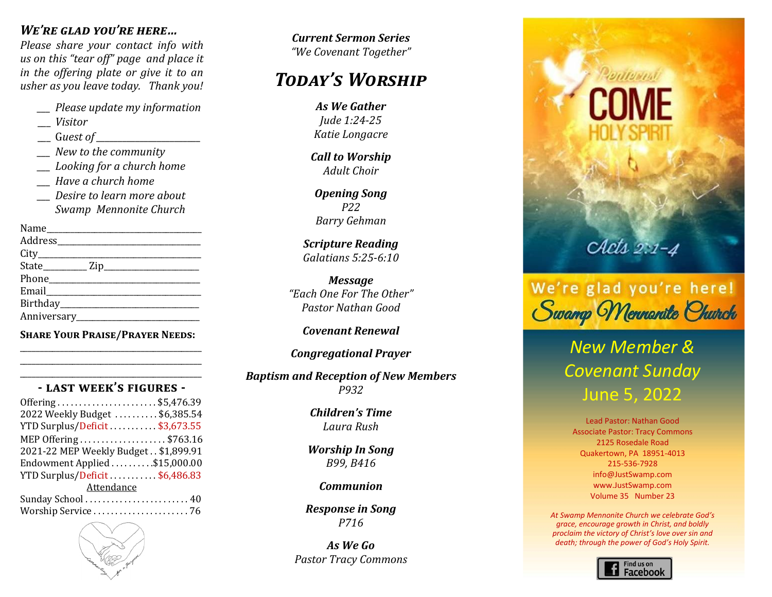## *We're glad you're here…*

*Please share your contact info with us on this "tear off" page and place it in the offering plate or give it to an usher as you leave today. Thank you!*

- ___ *Please update my information*
- ___ *Visitor*
- ___ *Guest of* ______________________
- ___ *New to the community*
- ___ *Looking for a church home*
- ___ *Have a church home*
- ___ *Desire to learn more about Swamp Mennonite Church*

Name____________________________________
Address_________________________________
City_____________________________________
State_________ Zip______________________
Phone___________________________________
Email____________________________________
Birthday_________________________________
Anniversary______________________________

**Share Your Praise/Prayer Needs:**

_________________________________________
_________________________________________
_________________________________________

### - Last week's figures -

| | |
|---|---|
| Offering | $5,476.39 |
| 2022 Weekly Budget | $6,385.54 |
| YTD Surplus/Deficit | $3,673.55 |
| MEP Offering | $763.16 |
| 2021-22 MEP Weekly Budget | $1,899.91 |
| Endowment Applied | $15,000.00 |
| YTD Surplus/Deficit | $6,486.83 |

Attendance

| | |
|---|---|
| Sunday School | 40 |
| Worship Service | 76 |

***Current Sermon Series***
*"We Covenant Together"*

# *Today's Worship*

***As We Gather***
*Jude 1:24-25*
*Katie Longacre*

***Call to Worship***
*Adult Choir*

***Opening Song***
*P22*
*Barry Gehman*

***Scripture Reading***
*Galatians 5:25-6:10*

***Message***
*"Each One For The Other"*
*Pastor Nathan Good*

***Covenant Renewal***

***Congregational Prayer***

***Baptism and Reception of New Members***
*P932*

***Children's Time***
*Laura Rush*

***Worship In Song***
*B99, B416*

***Communion***

***Response in Song***
*P716*

***As We Go***
*Pastor Tracy Commons*

Pentecost
COME HOLY SPIRIT
Acts 2:1-4

We're glad you're here!
Swamp Mennonite Church

## *New Member & Covenant Sunday*
## June 5, 2022

Lead Pastor: Nathan Good
Associate Pastor: Tracy Commons
2125 Rosedale Road
Quakertown, PA 18951-4013
215-536-7928
info@JustSwamp.com
www.JustSwamp.com
Volume 35 Number 23

*At Swamp Mennonite Church we celebrate God's grace, encourage growth in Christ, and boldly proclaim the victory of Christ's love over sin and death; through the power of God's Holy Spirit.*

Find us on Facebook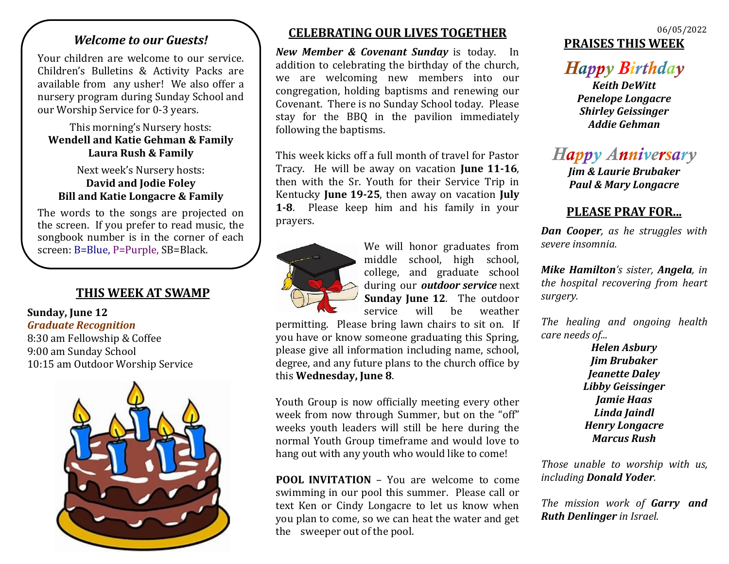## *Welcome to our Guests!*

Your children are welcome to our service. Children's Bulletins & Activity Packs are available from any usher! We also offer a nursery program during Sunday School and our Worship Service for 0-3 years.

This morning's Nursery hosts:
**Wendell and Katie Gehman & Family**
**Laura Rush & Family**

Next week's Nursery hosts:
**David and Jodie Foley**
**Bill and Katie Longacre & Family**

The words to the songs are projected on the screen. If you prefer to read music, the songbook number is in the corner of each screen: B=Blue, P=Purple, SB=Black.

## THIS WEEK AT SWAMP

**Sunday, June 12**
***Graduate Recognition***
8:30 am Fellowship & Coffee
9:00 am Sunday School
10:15 am Outdoor Worship Service

## CELEBRATING OUR LIVES TOGETHER

***New Member & Covenant Sunday*** is today. In addition to celebrating the birthday of the church, we are welcoming new members into our congregation, holding baptisms and renewing our Covenant. There is no Sunday School today. Please stay for the BBQ in the pavilion immediately following the baptisms.

This week kicks off a full month of travel for Pastor Tracy. He will be away on vacation **June 11-16**, then with the Sr. Youth for their Service Trip in Kentucky **June 19-25**, then away on vacation **July 1-8**. Please keep him and his family in your prayers.

We will honor graduates from middle school, high school, college, and graduate school during our ***outdoor service*** next **Sunday June 12**. The outdoor service will be weather permitting. Please bring lawn chairs to sit on. If you have or know someone graduating this Spring, please give all information including name, school, degree, and any future plans to the church office by this **Wednesday, June 8**.

Youth Group is now officially meeting every other week from now through Summer, but on the "off" weeks youth leaders will still be here during the normal Youth Group timeframe and would love to hang out with any youth who would like to come!

**POOL INVITATION** – You are welcome to come swimming in our pool this summer. Please call or text Ken or Cindy Longacre to let us know when you plan to come, so we can heat the water and get the sweeper out of the pool.

06/05/2022

## PRAISES THIS WEEK

### *Happy Birthday*

***Keith DeWitt***
***Penelope Longacre***
***Shirley Geissinger***
***Addie Gehman***

### *Happy Anniversary*

***Jim & Laurie Brubaker***
***Paul & Mary Longacre***

## PLEASE PRAY FOR...

***Dan Cooper**, as he struggles with severe insomnia.*

***Mike Hamilton**'s sister, **Angela**, in the hospital recovering from heart surgery.*

*The healing and ongoing health care needs of...*

***Helen Asbury***
***Jim Brubaker***
***Jeanette Daley***
***Libby Geissinger***
***Jamie Haas***
***Linda Jaindl***
***Henry Longacre***
***Marcus Rush***

*Those unable to worship with us, including **Donald Yoder**.*

*The mission work of **Garry and Ruth Denlinger** in Israel.*